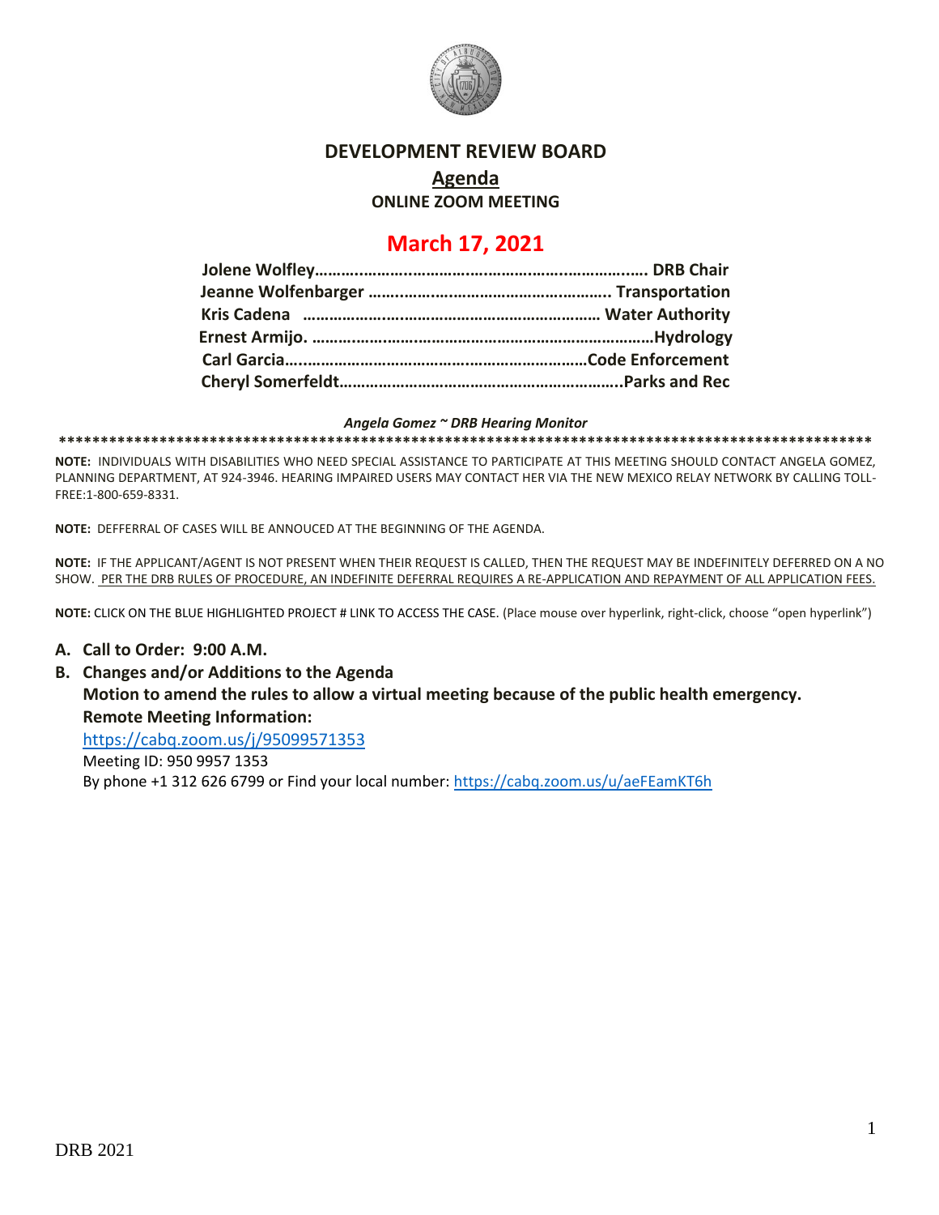# DEVELOPMENT REVIEW BOARD

## Agenda

### ONLINE ZOOM MEETING

## March 17, 2021

**Jolene Wolfley…………………………………………………………………. DRB Chair**
**Jeanne Wolfenbarger ………………………………………………….. Transportation**
**Kris Cadena ……………………………………………………………… Water Authority**
**Ernest Armijo. ……………………………………………………………………Hydrology**
**Carl Garcia……………………………………………………………Code Enforcement**
**Cheryl Somerfeldt……………………………………………………….Parks and Rec**

***Angela Gomez ~ DRB Hearing Monitor***

**************************************************************************************************

**NOTE:** INDIVIDUALS WITH DISABILITIES WHO NEED SPECIAL ASSISTANCE TO PARTICIPATE AT THIS MEETING SHOULD CONTACT ANGELA GOMEZ, PLANNING DEPARTMENT, AT 924-3946. HEARING IMPAIRED USERS MAY CONTACT HER VIA THE NEW MEXICO RELAY NETWORK BY CALLING TOLL-FREE:1-800-659-8331.

**NOTE:** DEFFERRAL OF CASES WILL BE ANNOUCED AT THE BEGINNING OF THE AGENDA.

**NOTE:** IF THE APPLICANT/AGENT IS NOT PRESENT WHEN THEIR REQUEST IS CALLED, THEN THE REQUEST MAY BE INDEFINITELY DEFERRED ON A NO SHOW. PER THE DRB RULES OF PROCEDURE, AN INDEFINITE DEFERRAL REQUIRES A RE-APPLICATION AND REPAYMENT OF ALL APPLICATION FEES.

**NOTE:** CLICK ON THE BLUE HIGHLIGHTED PROJECT # LINK TO ACCESS THE CASE. (Place mouse over hyperlink, right-click, choose "open hyperlink")

**A. Call to Order: 9:00 A.M.**

**B. Changes and/or Additions to the Agenda**
**Motion to amend the rules to allow a virtual meeting because of the public health emergency.**
**Remote Meeting Information:**
https://cabq.zoom.us/j/95099571353
Meeting ID: 950 9957 1353
By phone +1 312 626 6799 or Find your local number: https://cabq.zoom.us/u/aeFEamKT6h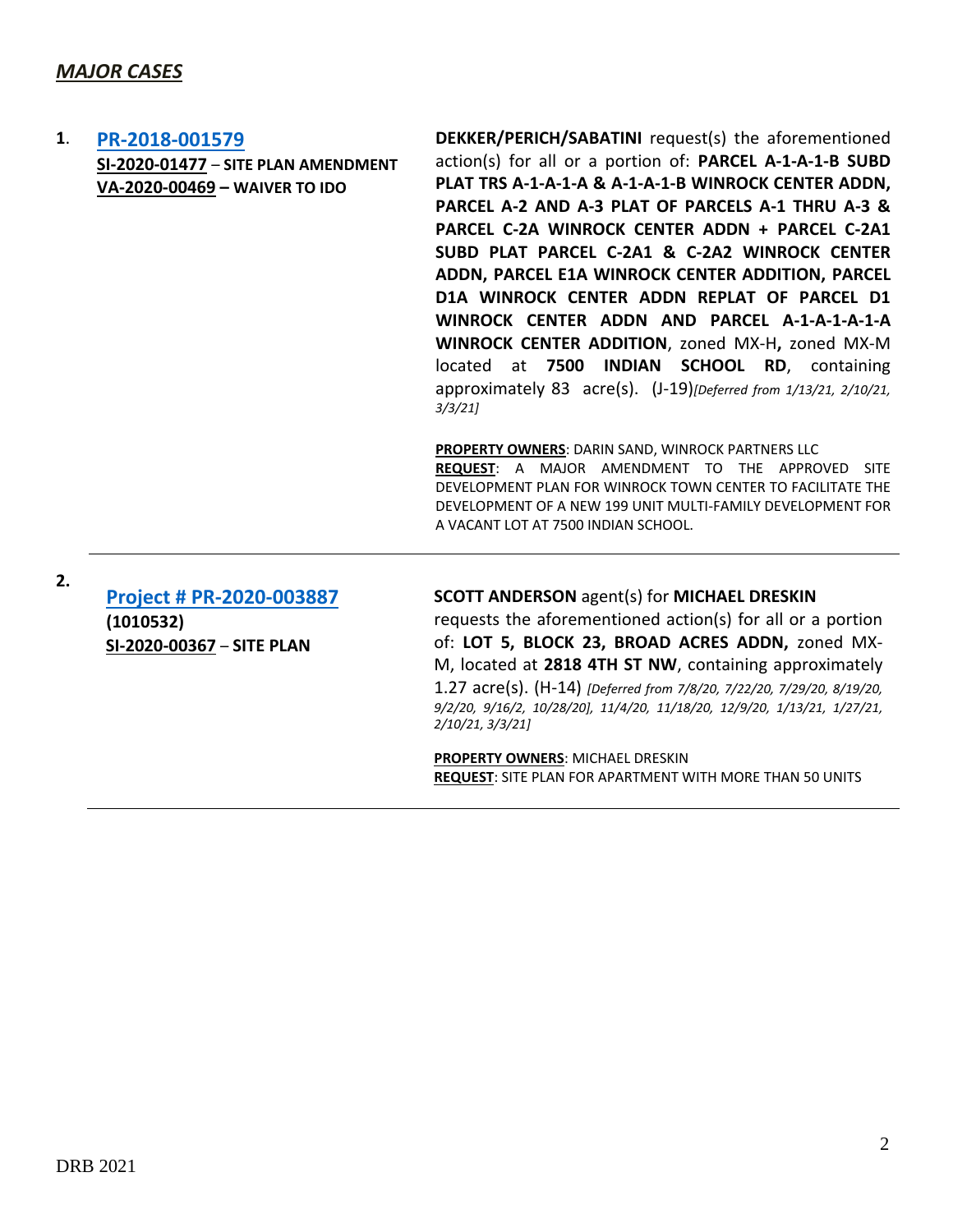## *MAJOR CASES*

1. **PR-2018-001579**
**SI-2020-01477** – **SITE PLAN AMENDMENT**
**VA-2020-00469** – **WAIVER TO IDO**

**DEKKER/PERICH/SABATINI** request(s) the aforementioned action(s) for all or a portion of: **PARCEL A-1-A-1-B SUBD PLAT TRS A-1-A-1-A & A-1-A-1-B WINROCK CENTER ADDN, PARCEL A-2 AND A-3 PLAT OF PARCELS A-1 THRU A-3 & PARCEL C-2A WINROCK CENTER ADDN + PARCEL C-2A1 SUBD PLAT PARCEL C-2A1 & C-2A2 WINROCK CENTER ADDN, PARCEL E1A WINROCK CENTER ADDITION, PARCEL D1A WINROCK CENTER ADDN REPLAT OF PARCEL D1 WINROCK CENTER ADDN AND PARCEL A-1-A-1-A-1-A WINROCK CENTER ADDITION**, zoned MX-H**,** zoned MX-M located at **7500 INDIAN SCHOOL RD**, containing approximately 83 acre(s). (J-19)*[Deferred from 1/13/21, 2/10/21, 3/3/21]*

**PROPERTY OWNERS**: DARIN SAND, WINROCK PARTNERS LLC
**REQUEST**: A MAJOR AMENDMENT TO THE APPROVED SITE DEVELOPMENT PLAN FOR WINROCK TOWN CENTER TO FACILITATE THE DEVELOPMENT OF A NEW 199 UNIT MULTI-FAMILY DEVELOPMENT FOR A VACANT LOT AT 7500 INDIAN SCHOOL.

---

2. **Project # PR-2020-003887**
**(1010532)**
**SI-2020-00367** – **SITE PLAN**

**SCOTT ANDERSON** agent(s) for **MICHAEL DRESKIN** requests the aforementioned action(s) for all or a portion of: **LOT 5, BLOCK 23, BROAD ACRES ADDN,** zoned MX-M, located at **2818 4TH ST NW**, containing approximately 1.27 acre(s). (H-14) *[Deferred from 7/8/20, 7/22/20, 7/29/20, 8/19/20, 9/2/20, 9/16/2, 10/28/20], 11/4/20, 11/18/20, 12/9/20, 1/13/21, 1/27/21, 2/10/21, 3/3/21]*

**PROPERTY OWNERS**: MICHAEL DRESKIN
**REQUEST**: SITE PLAN FOR APARTMENT WITH MORE THAN 50 UNITS

---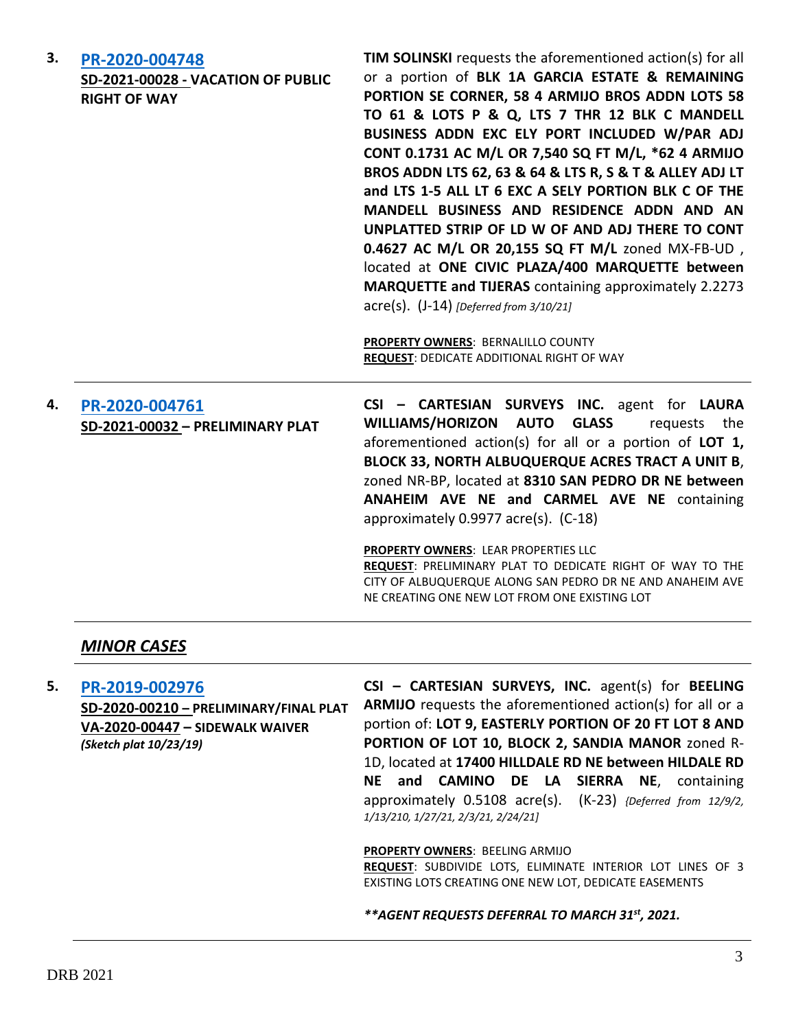3. **[PR-2020-004748](#)**
**SD-2021-00028 - VACATION OF PUBLIC RIGHT OF WAY**

**TIM SOLINSKI** requests the aforementioned action(s) for all or a portion of **BLK 1A GARCIA ESTATE & REMAINING PORTION SE CORNER, 58 4 ARMIJO BROS ADDN LOTS 58 TO 61 & LOTS P & Q, LTS 7 THR 12 BLK C MANDELL BUSINESS ADDN EXC ELY PORT INCLUDED W/PAR ADJ CONT 0.1731 AC M/L OR 7,540 SQ FT M/L, *62 4 ARMIJO BROS ADDN LTS 62, 63 & 64 & LTS R, S & T & ALLEY ADJ LT and LTS 1-5 ALL LT 6 EXC A SELY PORTION BLK C OF THE MANDELL BUSINESS AND RESIDENCE ADDN AND AN UNPLATTED STRIP OF LD W OF AND ADJ THERE TO CONT 0.4627 AC M/L OR 20,155 SQ FT M/L** zoned MX-FB-UD , located at **ONE CIVIC PLAZA/400 MARQUETTE between MARQUETTE and TIJERAS** containing approximately 2.2273 acre(s). (J-14) *[Deferred from 3/10/21]*

**PROPERTY OWNERS**: BERNALILLO COUNTY
**REQUEST**: DEDICATE ADDITIONAL RIGHT OF WAY

---

4. **[PR-2020-004761](#)**
**SD-2021-00032 – PRELIMINARY PLAT**

**CSI – CARTESIAN SURVEYS INC.** agent for **LAURA WILLIAMS/HORIZON AUTO GLASS** requests the aforementioned action(s) for all or a portion of **LOT 1, BLOCK 33, NORTH ALBUQUERQUE ACRES TRACT A UNIT B**, zoned NR-BP, located at **8310 SAN PEDRO DR NE between ANAHEIM AVE NE and CARMEL AVE NE** containing approximately 0.9977 acre(s). (C-18)

**PROPERTY OWNERS**: LEAR PROPERTIES LLC
**REQUEST**: PRELIMINARY PLAT TO DEDICATE RIGHT OF WAY TO THE CITY OF ALBUQUERQUE ALONG SAN PEDRO DR NE AND ANAHEIM AVE NE CREATING ONE NEW LOT FROM ONE EXISTING LOT

---

## ***MINOR CASES***

---

5. **[PR-2019-002976](#)**
**SD-2020-00210 – PRELIMINARY/FINAL PLAT**
**VA-2020-00447 – SIDEWALK WAIVER**
***(Sketch plat 10/23/19)***

**CSI – CARTESIAN SURVEYS, INC.** agent(s) for **BEELING ARMIJO** requests the aforementioned action(s) for all or a portion of: **LOT 9, EASTERLY PORTION OF 20 FT LOT 8 AND PORTION OF LOT 10, BLOCK 2, SANDIA MANOR** zoned R-1D, located at **17400 HILLDALE RD NE between HILDALE RD NE and CAMINO DE LA SIERRA NE**, containing approximately 0.5108 acre(s). (K-23) *{Deferred from 12/9/2, 1/13/210, 1/27/21, 2/3/21, 2/24/21]*

**PROPERTY OWNERS**: BEELING ARMIJO
**REQUEST**: SUBDIVIDE LOTS, ELIMINATE INTERIOR LOT LINES OF 3 EXISTING LOTS CREATING ONE NEW LOT, DEDICATE EASEMENTS

***\*\*AGENT REQUESTS DEFERRAL TO MARCH 31st, 2021.***

---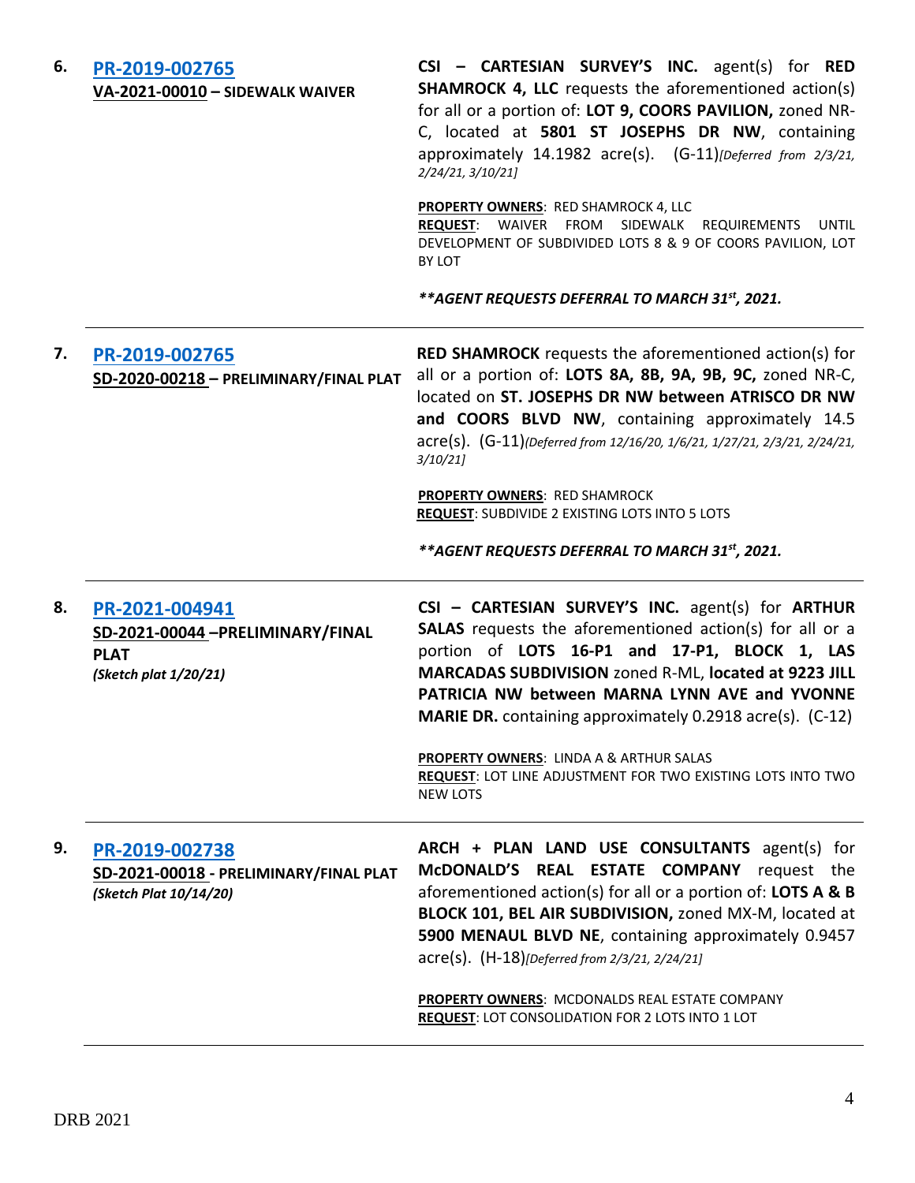**6.** **PR-2019-002765**
**VA-2021-00010 – SIDEWALK WAIVER**

**CSI – CARTESIAN SURVEY'S INC.** agent(s) for **RED SHAMROCK 4, LLC** requests the aforementioned action(s) for all or a portion of: **LOT 9, COORS PAVILION,** zoned NR-C, located at **5801 ST JOSEPHS DR NW**, containing approximately 14.1982 acre(s). (G-11)*[Deferred from 2/3/21, 2/24/21, 3/10/21]*

**PROPERTY OWNERS**: RED SHAMROCK 4, LLC
**REQUEST**: WAIVER FROM SIDEWALK REQUIREMENTS UNTIL DEVELOPMENT OF SUBDIVIDED LOTS 8 & 9 OF COORS PAVILION, LOT BY LOT

***\*\*AGENT REQUESTS DEFERRAL TO MARCH 31st, 2021.***

---

**7.** **PR-2019-002765**
**SD-2020-00218 – PRELIMINARY/FINAL PLAT**

**RED SHAMROCK** requests the aforementioned action(s) for all or a portion of: **LOTS 8A, 8B, 9A, 9B, 9C,** zoned NR-C, located on **ST. JOSEPHS DR NW between ATRISCO DR NW and COORS BLVD NW**, containing approximately 14.5 acre(s). (G-11)*(Deferred from 12/16/20, 1/6/21, 1/27/21, 2/3/21, 2/24/21, 3/10/21]*

**PROPERTY OWNERS**: RED SHAMROCK
**REQUEST**: SUBDIVIDE 2 EXISTING LOTS INTO 5 LOTS

***\*\*AGENT REQUESTS DEFERRAL TO MARCH 31st, 2021.***

---

**8.** **PR-2021-004941**
**SD-2021-00044 –PRELIMINARY/FINAL PLAT**
***(Sketch plat 1/20/21)***

**CSI – CARTESIAN SURVEY'S INC.** agent(s) for **ARTHUR SALAS** requests the aforementioned action(s) for all or a portion of **LOTS 16-P1 and 17-P1, BLOCK 1, LAS MARCADAS SUBDIVISION** zoned R-ML, **located at 9223 JILL PATRICIA NW between MARNA LYNN AVE and YVONNE MARIE DR.** containing approximately 0.2918 acre(s). (C-12)

**PROPERTY OWNERS**: LINDA A & ARTHUR SALAS
**REQUEST**: LOT LINE ADJUSTMENT FOR TWO EXISTING LOTS INTO TWO NEW LOTS

---

**9.** **PR-2019-002738**
**SD-2021-00018 - PRELIMINARY/FINAL PLAT**
***(Sketch Plat 10/14/20)***

**ARCH + PLAN LAND USE CONSULTANTS** agent(s) for **McDONALD'S REAL ESTATE COMPANY** request the aforementioned action(s) for all or a portion of: **LOTS A & B BLOCK 101, BEL AIR SUBDIVISION,** zoned MX-M, located at **5900 MENAUL BLVD NE**, containing approximately 0.9457 acre(s). (H-18)*[Deferred from 2/3/21, 2/24/21]*

**PROPERTY OWNERS**: MCDONALDS REAL ESTATE COMPANY
**REQUEST**: LOT CONSOLIDATION FOR 2 LOTS INTO 1 LOT

---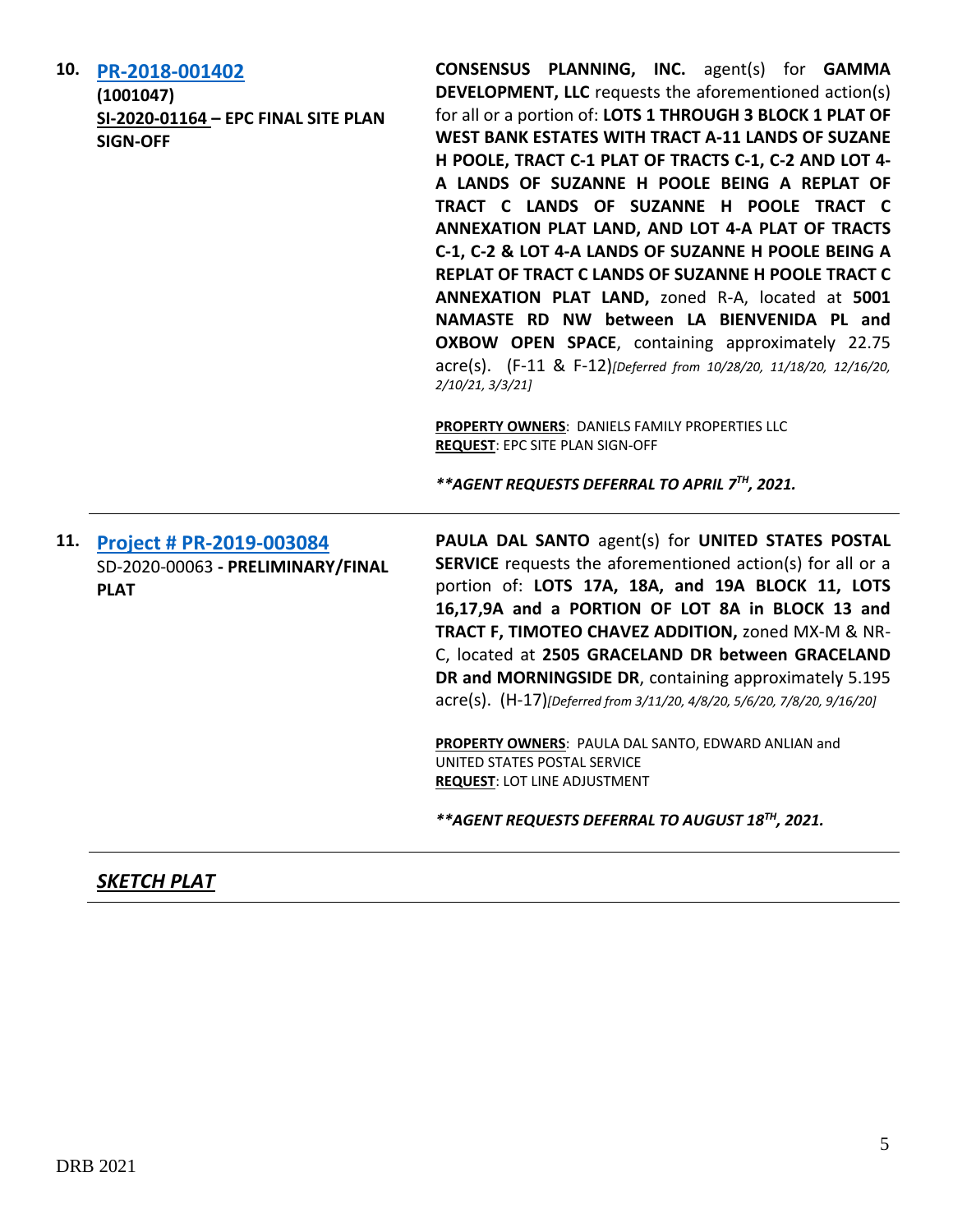**10. [PR-2018-001402](#)**
**(1001047)**
**SI-2020-01164 – EPC FINAL SITE PLAN SIGN-OFF**

**CONSENSUS PLANNING, INC.** agent(s) for **GAMMA DEVELOPMENT, LLC** requests the aforementioned action(s) for all or a portion of: **LOTS 1 THROUGH 3 BLOCK 1 PLAT OF WEST BANK ESTATES WITH TRACT A-11 LANDS OF SUZANE H POOLE, TRACT C-1 PLAT OF TRACTS C-1, C-2 AND LOT 4-A LANDS OF SUZANNE H POOLE BEING A REPLAT OF TRACT C LANDS OF SUZANNE H POOLE TRACT C ANNEXATION PLAT LAND, AND LOT 4-A PLAT OF TRACTS C-1, C-2 & LOT 4-A LANDS OF SUZANNE H POOLE BEING A REPLAT OF TRACT C LANDS OF SUZANNE H POOLE TRACT C ANNEXATION PLAT LAND,** zoned R-A, located at **5001 NAMASTE RD NW between LA BIENVENIDA PL and OXBOW OPEN SPACE**, containing approximately 22.75 acre(s). (F-11 & F-12)*[Deferred from 10/28/20, 11/18/20, 12/16/20, 2/10/21, 3/3/21]*

**PROPERTY OWNERS**: DANIELS FAMILY PROPERTIES LLC
**REQUEST**: EPC SITE PLAN SIGN-OFF

***AGENT REQUESTS DEFERRAL TO APRIL 7TH, 2021.**

---

**11. [Project # PR-2019-003084](#)**
SD-2020-00063 **- PRELIMINARY/FINAL PLAT**

**PAULA DAL SANTO** agent(s) for **UNITED STATES POSTAL SERVICE** requests the aforementioned action(s) for all or a portion of: **LOTS 17A, 18A, and 19A BLOCK 11, LOTS 16,17,9A and a PORTION OF LOT 8A in BLOCK 13 and TRACT F, TIMOTEO CHAVEZ ADDITION,** zoned MX-M & NR-C, located at **2505 GRACELAND DR between GRACELAND DR and MORNINGSIDE DR**, containing approximately 5.195 acre(s). (H-17)*[Deferred from 3/11/20, 4/8/20, 5/6/20, 7/8/20, 9/16/20]*

**PROPERTY OWNERS**: PAULA DAL SANTO, EDWARD ANLIAN and UNITED STATES POSTAL SERVICE
**REQUEST**: LOT LINE ADJUSTMENT

***AGENT REQUESTS DEFERRAL TO AUGUST 18TH, 2021.**

---

## ***SKETCH PLAT***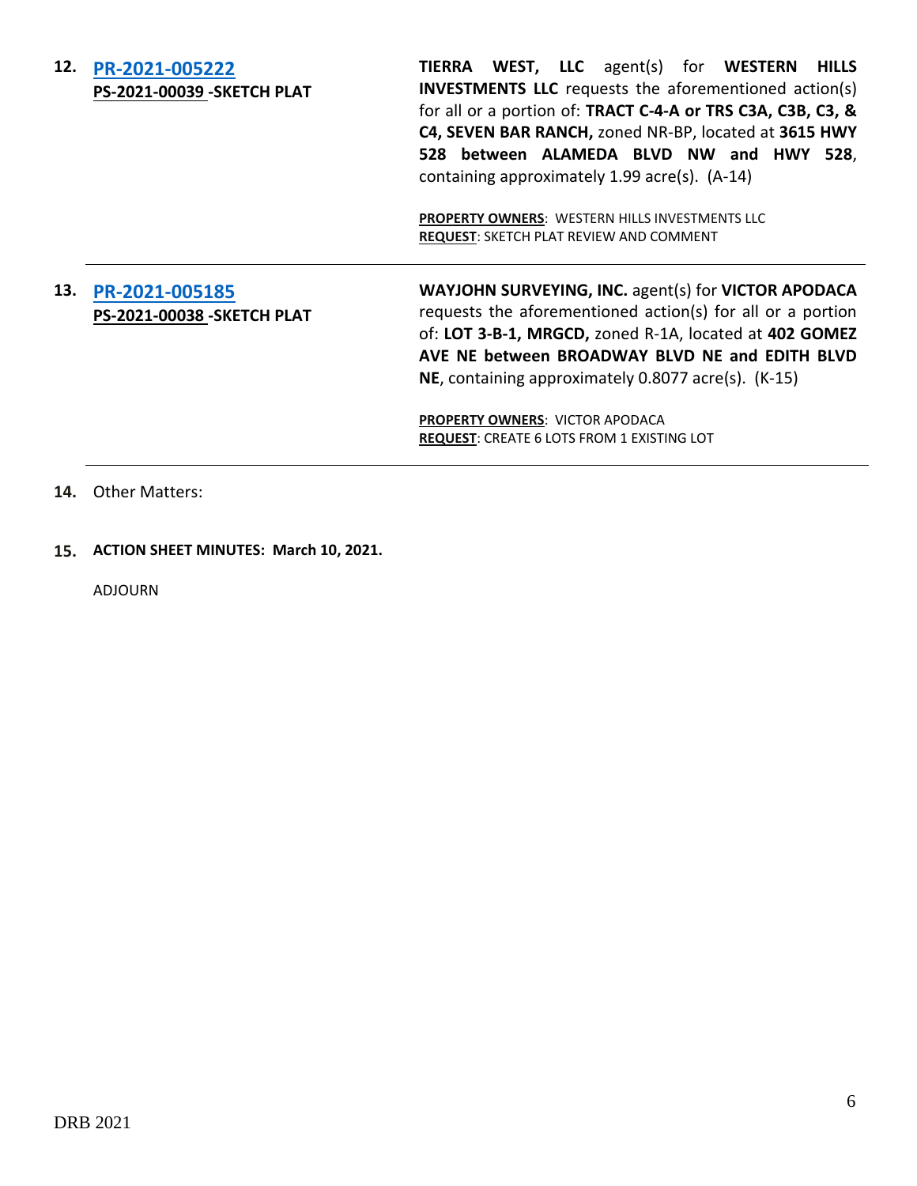12. **[PR-2021-005222](#)**
**PS-2021-00039 -SKETCH PLAT**

**TIERRA WEST, LLC** agent(s) for **WESTERN HILLS INVESTMENTS LLC** requests the aforementioned action(s) for all or a portion of: **TRACT C-4-A or TRS C3A, C3B, C3, & C4, SEVEN BAR RANCH,** zoned NR-BP, located at **3615 HWY 528 between ALAMEDA BLVD NW and HWY 528**, containing approximately 1.99 acre(s). (A-14)

**PROPERTY OWNERS**: WESTERN HILLS INVESTMENTS LLC
**REQUEST**: SKETCH PLAT REVIEW AND COMMENT

---

13. **[PR-2021-005185](#)**
**PS-2021-00038 -SKETCH PLAT**

**WAYJOHN SURVEYING, INC.** agent(s) for **VICTOR APODACA** requests the aforementioned action(s) for all or a portion of: **LOT 3-B-1, MRGCD,** zoned R-1A, located at **402 GOMEZ AVE NE between BROADWAY BLVD NE and EDITH BLVD NE**, containing approximately 0.8077 acre(s). (K-15)

**PROPERTY OWNERS**: VICTOR APODACA
**REQUEST**: CREATE 6 LOTS FROM 1 EXISTING LOT

---

14. Other Matters:

15. **ACTION SHEET MINUTES: March 10, 2021.**

ADJOURN